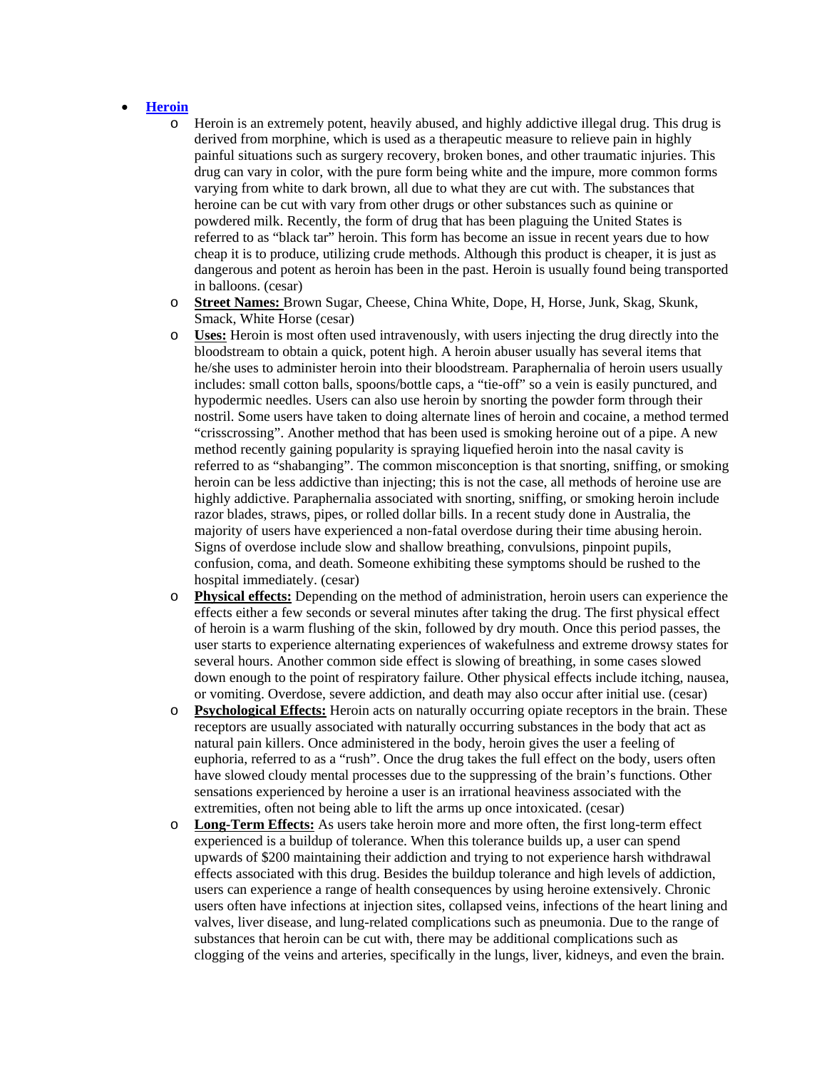- **Heroin**
  - Heroin is an extremely potent, heavily abused, and highly addictive illegal drug. This drug is derived from morphine, which is used as a therapeutic measure to relieve pain in highly painful situations such as surgery recovery, broken bones, and other traumatic injuries. This drug can vary in color, with the pure form being white and the impure, more common forms varying from white to dark brown, all due to what they are cut with. The substances that heroine can be cut with vary from other drugs or other substances such as quinine or powdered milk. Recently, the form of drug that has been plaguing the United States is referred to as "black tar" heroin. This form has become an issue in recent years due to how cheap it is to produce, utilizing crude methods. Although this product is cheaper, it is just as dangerous and potent as heroin has been in the past. Heroin is usually found being transported in balloons. (cesar)
  - **Street Names:** Brown Sugar, Cheese, China White, Dope, H, Horse, Junk, Skag, Skunk, Smack, White Horse (cesar)
  - **Uses:** Heroin is most often used intravenously, with users injecting the drug directly into the bloodstream to obtain a quick, potent high. A heroin abuser usually has several items that he/she uses to administer heroin into their bloodstream. Paraphernalia of heroin users usually includes: small cotton balls, spoons/bottle caps, a "tie-off" so a vein is easily punctured, and hypodermic needles. Users can also use heroin by snorting the powder form through their nostril. Some users have taken to doing alternate lines of heroin and cocaine, a method termed "crisscrossing". Another method that has been used is smoking heroine out of a pipe. A new method recently gaining popularity is spraying liquefied heroin into the nasal cavity is referred to as "shabanging". The common misconception is that snorting, sniffing, or smoking heroin can be less addictive than injecting; this is not the case, all methods of heroine use are highly addictive. Paraphernalia associated with snorting, sniffing, or smoking heroin include razor blades, straws, pipes, or rolled dollar bills. In a recent study done in Australia, the majority of users have experienced a non-fatal overdose during their time abusing heroin. Signs of overdose include slow and shallow breathing, convulsions, pinpoint pupils, confusion, coma, and death. Someone exhibiting these symptoms should be rushed to the hospital immediately. (cesar)
  - **Physical effects:** Depending on the method of administration, heroin users can experience the effects either a few seconds or several minutes after taking the drug. The first physical effect of heroin is a warm flushing of the skin, followed by dry mouth. Once this period passes, the user starts to experience alternating experiences of wakefulness and extreme drowsy states for several hours. Another common side effect is slowing of breathing, in some cases slowed down enough to the point of respiratory failure. Other physical effects include itching, nausea, or vomiting. Overdose, severe addiction, and death may also occur after initial use. (cesar)
  - **Psychological Effects:** Heroin acts on naturally occurring opiate receptors in the brain. These receptors are usually associated with naturally occurring substances in the body that act as natural pain killers. Once administered in the body, heroin gives the user a feeling of euphoria, referred to as a "rush". Once the drug takes the full effect on the body, users often have slowed cloudy mental processes due to the suppressing of the brain's functions. Other sensations experienced by heroine a user is an irrational heaviness associated with the extremities, often not being able to lift the arms up once intoxicated. (cesar)
  - **Long-Term Effects:** As users take heroin more and more often, the first long-term effect experienced is a buildup of tolerance. When this tolerance builds up, a user can spend upwards of $200 maintaining their addiction and trying to not experience harsh withdrawal effects associated with this drug. Besides the buildup tolerance and high levels of addiction, users can experience a range of health consequences by using heroine extensively. Chronic users often have infections at injection sites, collapsed veins, infections of the heart lining and valves, liver disease, and lung-related complications such as pneumonia. Due to the range of substances that heroin can be cut with, there may be additional complications such as clogging of the veins and arteries, specifically in the lungs, liver, kidneys, and even the brain.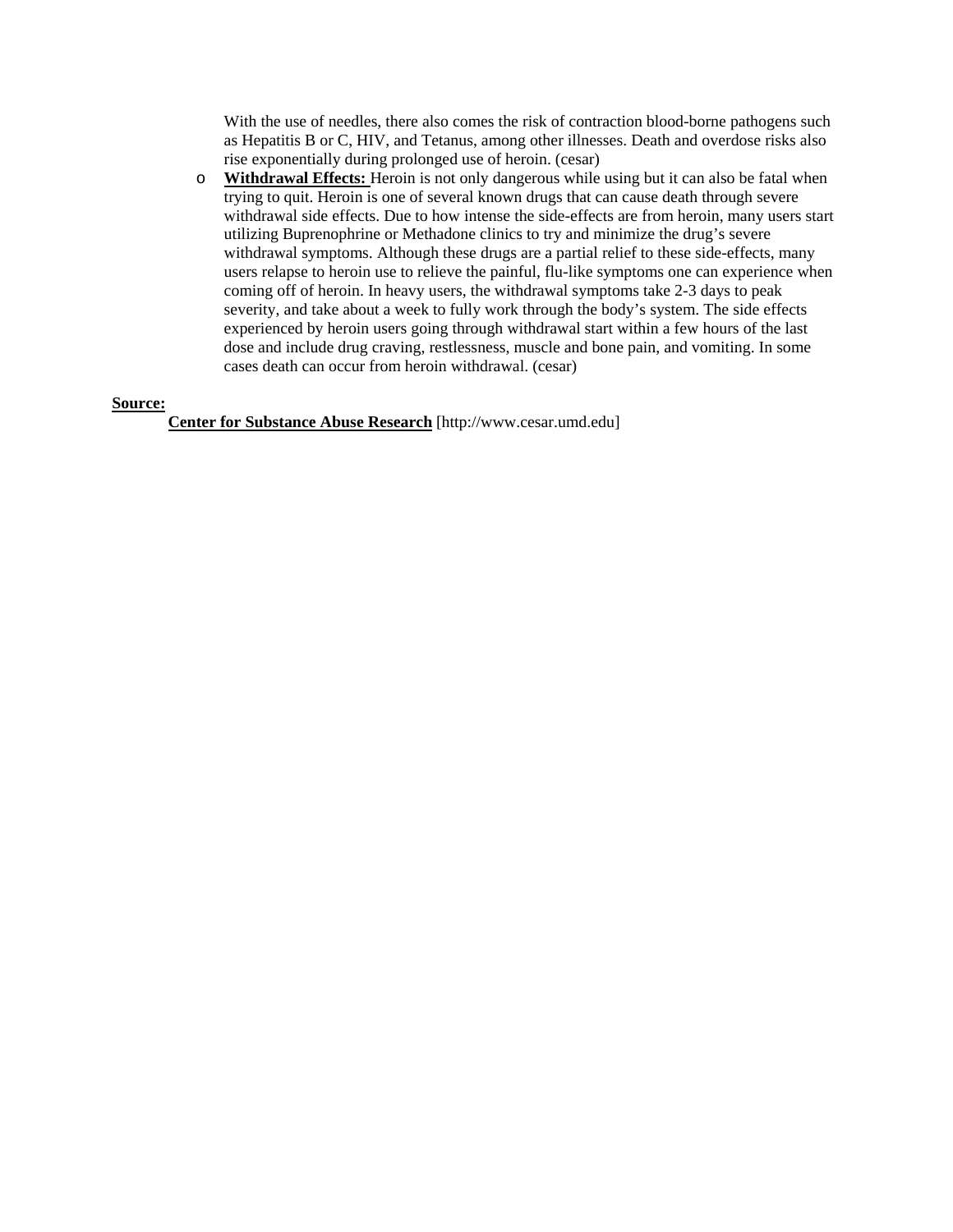With the use of needles, there also comes the risk of contraction blood-borne pathogens such as Hepatitis B or C, HIV, and Tetanus, among other illnesses. Death and overdose risks also rise exponentially during prolonged use of heroin. (cesar)

- **Withdrawal Effects:** Heroin is not only dangerous while using but it can also be fatal when trying to quit. Heroin is one of several known drugs that can cause death through severe withdrawal side effects. Due to how intense the side-effects are from heroin, many users start utilizing Buprenophrine or Methadone clinics to try and minimize the drug's severe withdrawal symptoms. Although these drugs are a partial relief to these side-effects, many users relapse to heroin use to relieve the painful, flu-like symptoms one can experience when coming off of heroin. In heavy users, the withdrawal symptoms take 2-3 days to peak severity, and take about a week to fully work through the body's system. The side effects experienced by heroin users going through withdrawal start within a few hours of the last dose and include drug craving, restlessness, muscle and bone pain, and vomiting. In some cases death can occur from heroin withdrawal. (cesar)

**Source:**

**Center for Substance Abuse Research** [http://www.cesar.umd.edu]